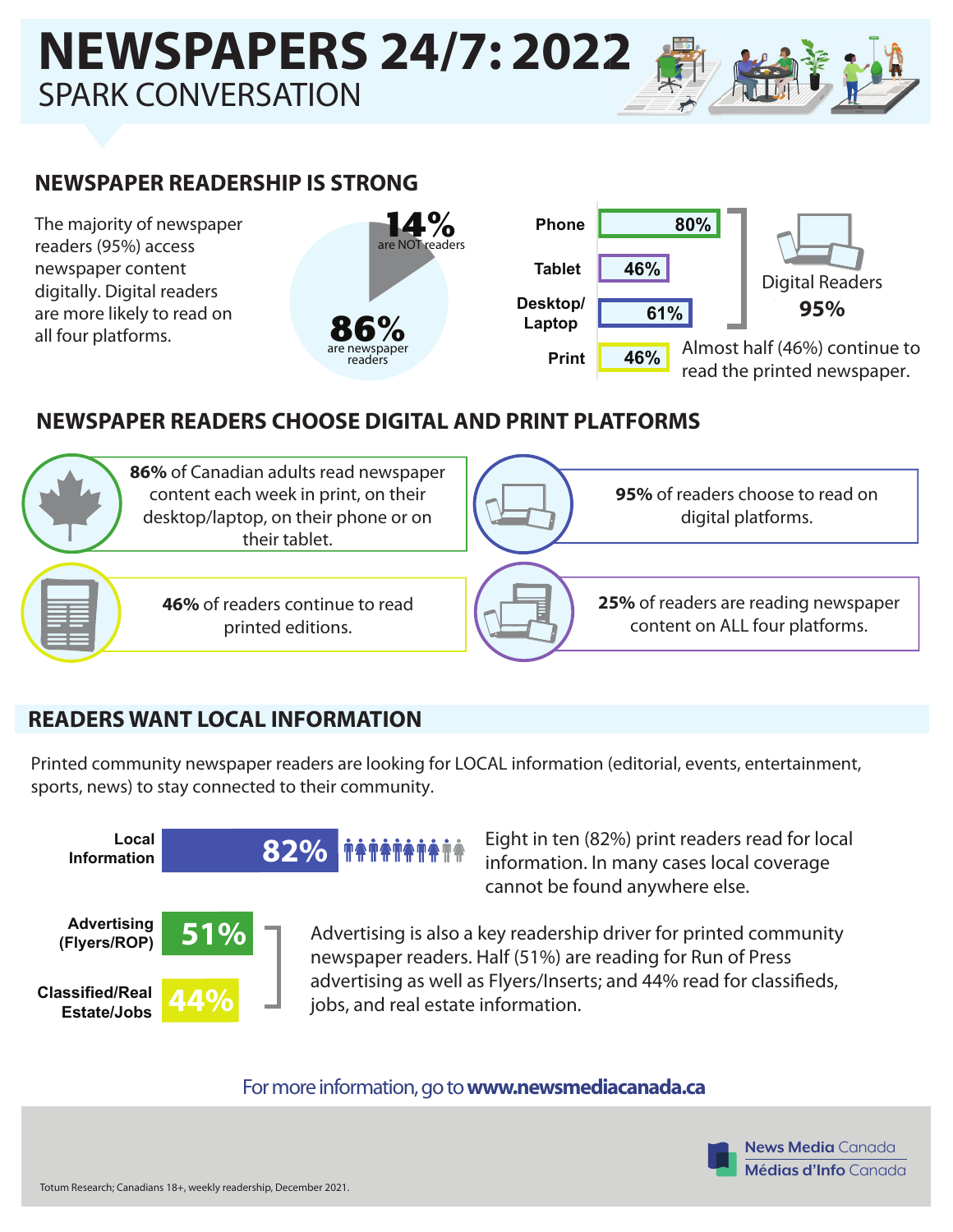# NEWSPAPERS 24/7: 2022

## SPARK CONVERSATION

### NEWSPAPER READERSHIP IS STRONG

The majority of newspaper readers (95%) access newspaper content digitally. Digital readers are more likely to read on all four platforms.

**14%** are NOT readers

**86%** are newspaper readers

| Platform | % |
|---|---|
| Phone | 80% |
| Tablet | 46% |
| Desktop/Laptop | 61% |
| Print | 46% |

Digital Readers **95%**

Almost half (46%) continue to read the printed newspaper.

### NEWSPAPER READERS CHOOSE DIGITAL AND PRINT PLATFORMS

**86%** of Canadian adults read newspaper content each week in print, on their desktop/laptop, on their phone or on their tablet.

**95%** of readers choose to read on digital platforms.

**46%** of readers continue to read printed editions.

**25%** of readers are reading newspaper content on ALL four platforms.

### READERS WANT LOCAL INFORMATION

Printed community newspaper readers are looking for LOCAL information (editorial, events, entertainment, sports, news) to stay connected to their community.

| Category | % |
|---|---|
| Local Information | 82% |
| Advertising (Flyers/ROP) | 51% |
| Classified/Real Estate/Jobs | 44% |

Eight in ten (82%) print readers read for local information. In many cases local coverage cannot be found anywhere else.

Advertising is also a key readership driver for printed community newspaper readers. Half (51%) are reading for Run of Press advertising as well as Flyers/Inserts; and 44% read for classifieds, jobs, and real estate information.

For more information, go to **www.newsmediacanada.ca**

Totum Research; Canadians 18+, weekly readership, December 2021.

**News Media** Canada
**Médias d'Info** Canada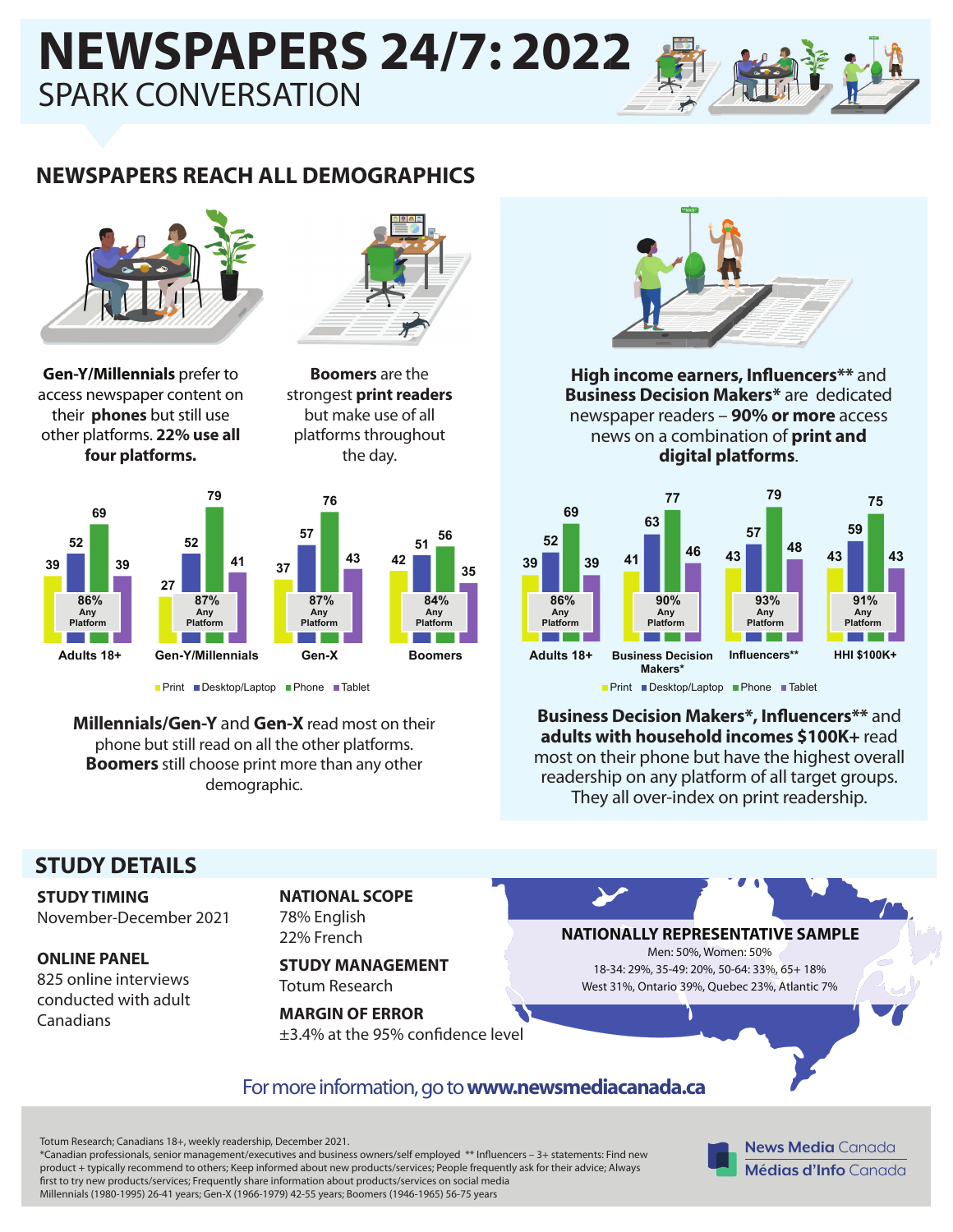# NEWSPAPERS 24/7: 2022

SPARK CONVERSATION

## NEWSPAPERS REACH ALL DEMOGRAPHICS

**Gen-Y/Millennials** prefer to access newspaper content on their **phones** but still use other platforms. **22% use all four platforms.**

**Boomers** are the strongest **print readers** but make use of all platforms throughout the day.

39
52
69
39
86%
Any Platform
Adults 18+

27
52
79
41
87%
Any Platform
Gen-Y/Millennials

37
57
76
43
87%
Any Platform
Gen-X

42
51
56
35
84%
Any Platform
Boomers

Print  Desktop/Laptop  Phone  Tablet

**Millennials/Gen-Y** and **Gen-X** read most on their phone but still read on all the other platforms. **Boomers** still choose print more than any other demographic.

**High income earners, Influencers**** and **Business Decision Makers*** are dedicated newspaper readers – **90% or more** access news on a combination of **print and digital platforms**.

39
52
69
39
86%
Any Platform
Adults 18+

41
63
77
46
90%
Any Platform
Business Decision Makers*

43
57
79
48
93%
Any Platform
Influencers**

43
59
75
43
91%
Any Platform
HHI $100K+

Print  Desktop/Laptop  Phone  Tablet

**Business Decision Makers*, Influencers**** and **adults with household incomes $100K+** read most on their phone but have the highest overall readership on any platform of all target groups. They all over-index on print readership.

## STUDY DETAILS

**STUDY TIMING**
November-December 2021

**ONLINE PANEL**
825 online interviews conducted with adult Canadians

**NATIONAL SCOPE**
78% English
22% French

**STUDY MANAGEMENT**
Totum Research

**MARGIN OF ERROR**
±3.4% at the 95% confidence level

**NATIONALLY REPRESENTATIVE SAMPLE**
Men: 50%, Women: 50%
18-34: 29%, 35-49: 20%, 50-64: 33%, 65+ 18%
West 31%, Ontario 39%, Quebec 23%, Atlantic 7%

For more information, go to **www.newsmediacanada.ca**

Totum Research; Canadians 18+, weekly readership, December 2021.
*Canadian professionals, senior management/executives and business owners/self employed ** Influencers – 3+ statements: Find new product + typically recommend to others; Keep informed about new products/services; People frequently ask for their advice; Always first to try new products/services; Frequently share information about products/services on social media
Millennials (1980-1995) 26-41 years; Gen-X (1966-1979) 42-55 years; Boomers (1946-1965) 56-75 years

News Media Canada
Médias d'Info Canada